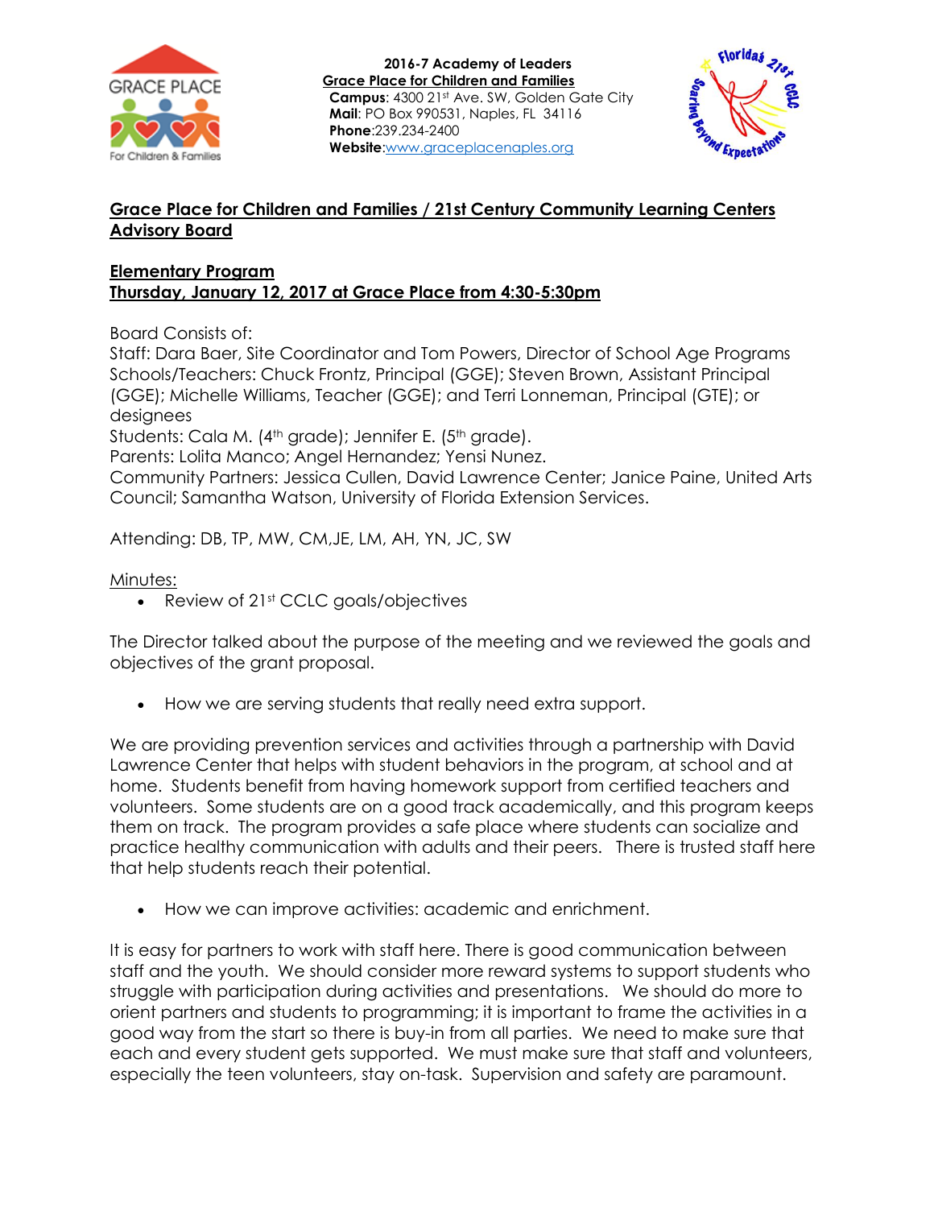**2016-7 Academy of Leaders**
**Grace Place for Children and Families**
**Campus**: 4300 21st Ave. SW, Golden Gate City
**Mail**: PO Box 990531, Naples, FL 34116
**Phone**:239.234-2400
**Website**:www.graceplacenaples.org

## Grace Place for Children and Families / 21st Century Community Learning Centers Advisory Board

### Elementary Program
### Thursday, January 12, 2017 at Grace Place from 4:30-5:30pm

Board Consists of:
Staff: Dara Baer, Site Coordinator and Tom Powers, Director of School Age Programs
Schools/Teachers: Chuck Frontz, Principal (GGE); Steven Brown, Assistant Principal (GGE); Michelle Williams, Teacher (GGE); and Terri Lonneman, Principal (GTE); or designees
Students: Cala M. (4th grade); Jennifer E. (5th grade).
Parents: Lolita Manco; Angel Hernandez; Yensi Nunez.
Community Partners: Jessica Cullen, David Lawrence Center; Janice Paine, United Arts Council; Samantha Watson, University of Florida Extension Services.

Attending: DB, TP, MW, CM,JE, LM, AH, YN, JC, SW

Minutes:

- Review of 21st CCLC goals/objectives

The Director talked about the purpose of the meeting and we reviewed the goals and objectives of the grant proposal.

- How we are serving students that really need extra support.

We are providing prevention services and activities through a partnership with David Lawrence Center that helps with student behaviors in the program, at school and at home. Students benefit from having homework support from certified teachers and volunteers. Some students are on a good track academically, and this program keeps them on track. The program provides a safe place where students can socialize and practice healthy communication with adults and their peers. There is trusted staff here that help students reach their potential.

- How we can improve activities: academic and enrichment.

It is easy for partners to work with staff here. There is good communication between staff and the youth. We should consider more reward systems to support students who struggle with participation during activities and presentations. We should do more to orient partners and students to programming; it is important to frame the activities in a good way from the start so there is buy-in from all parties. We need to make sure that each and every student gets supported. We must make sure that staff and volunteers, especially the teen volunteers, stay on-task. Supervision and safety are paramount.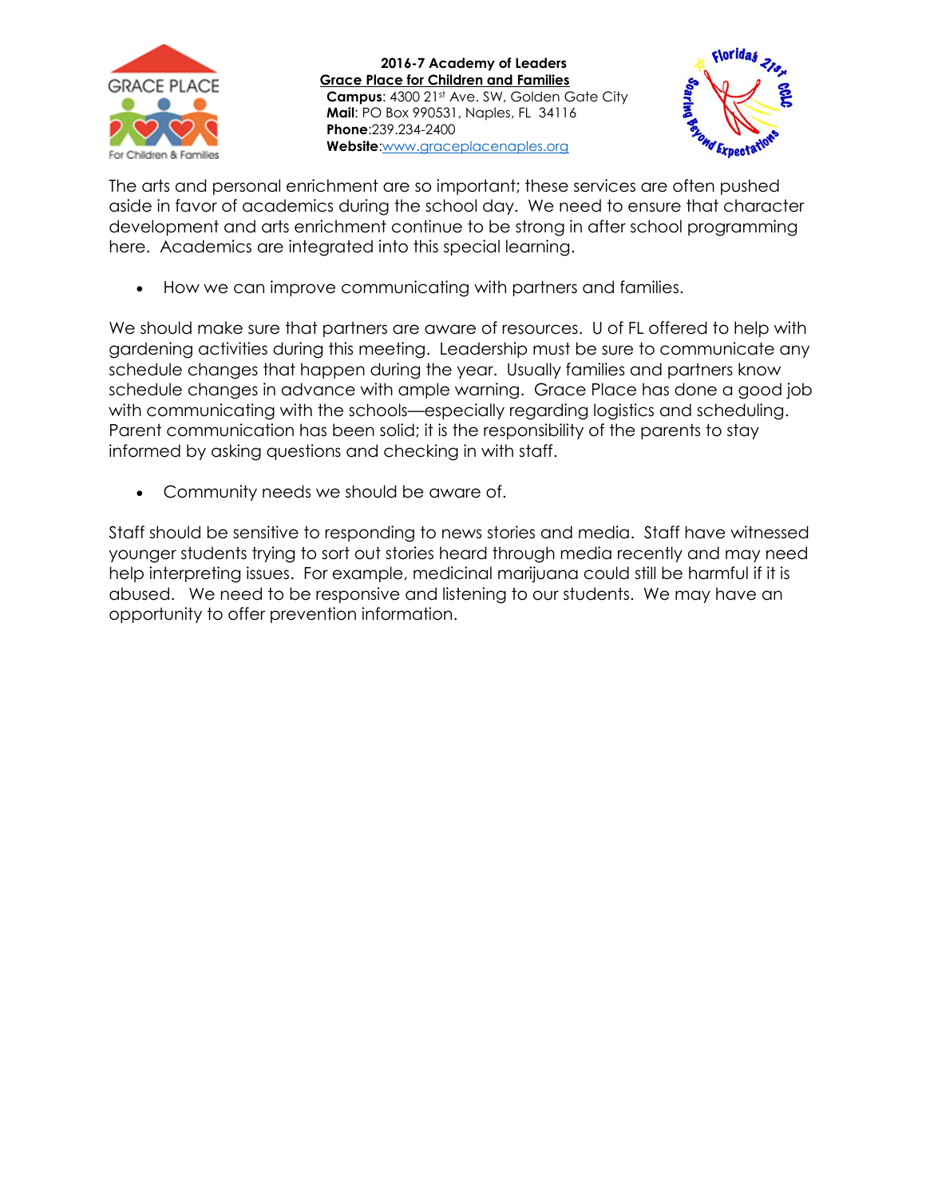The arts and personal enrichment are so important; these services are often pushed aside in favor of academics during the school day. We need to ensure that character development and arts enrichment continue to be strong in after school programming here. Academics are integrated into this special learning.

- How we can improve communicating with partners and families.

We should make sure that partners are aware of resources. U of FL offered to help with gardening activities during this meeting. Leadership must be sure to communicate any schedule changes that happen during the year. Usually families and partners know schedule changes in advance with ample warning. Grace Place has done a good job with communicating with the schools—especially regarding logistics and scheduling. Parent communication has been solid; it is the responsibility of the parents to stay informed by asking questions and checking in with staff.

- Community needs we should be aware of.

Staff should be sensitive to responding to news stories and media. Staff have witnessed younger students trying to sort out stories heard through media recently and may need help interpreting issues. For example, medicinal marijuana could still be harmful if it is abused. We need to be responsive and listening to our students. We may have an opportunity to offer prevention information.